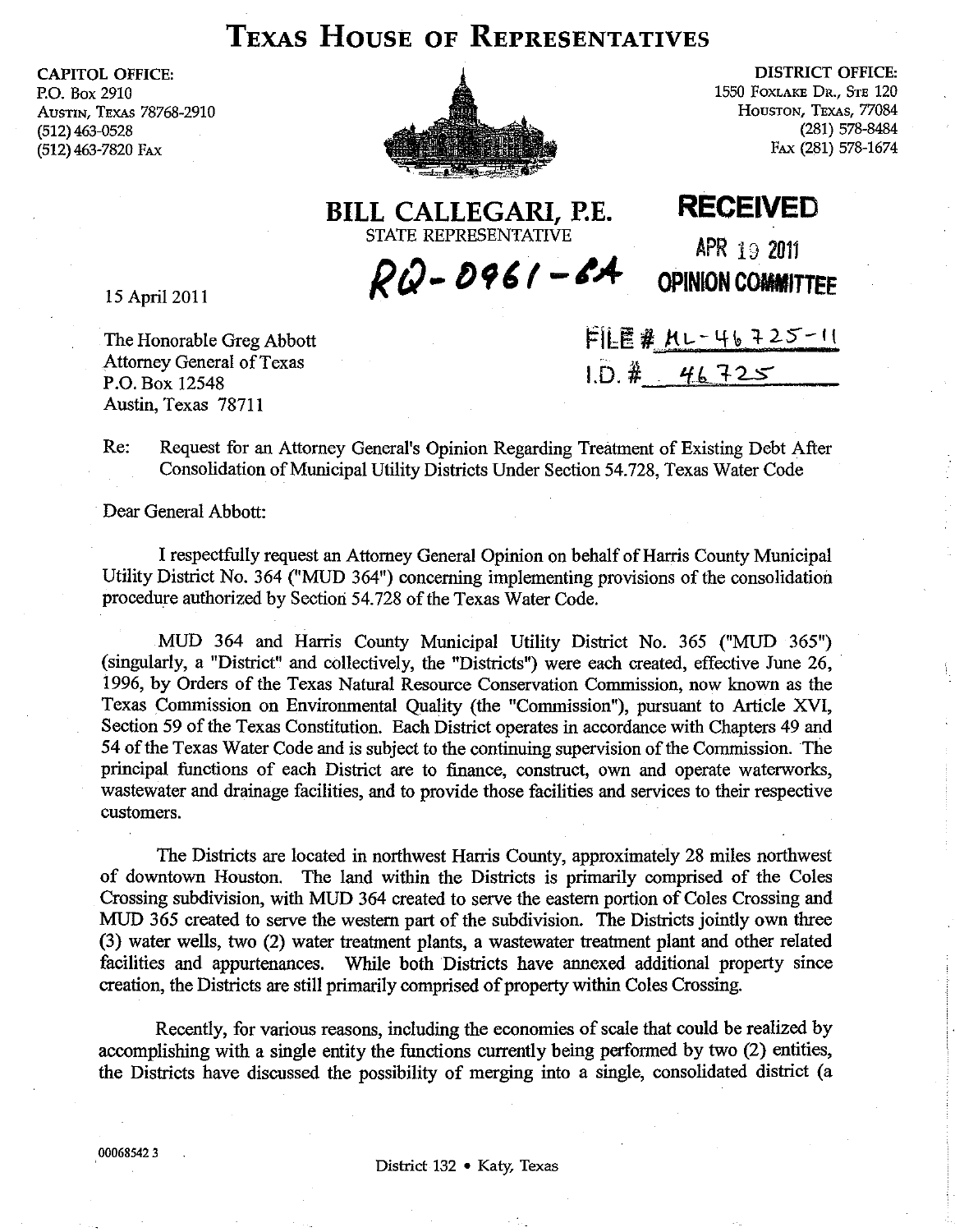# TEXAS HOUSE OF REPRESENTATIVES

CAPITOL OFFICE:
P.O. Box 2910
Austin, Texas 78768-2910
(512) 463-0528
(512) 463-7820 Fax

DISTRICT OFFICE:
1550 Foxlake Dr., Ste 120
Houston, Texas, 77084
(281) 578-8484
Fax (281) 578-1674

**BILL CALLEGARI, P.E.**
STATE REPRESENTATIVE

**RECEIVED**
APR 19 2011
**OPINION COMMITTEE**

RQ-0961-GA

FILE # ML-46725-11
I.D. # 46725

15 April 2011

The Honorable Greg Abbott
Attorney General of Texas
P.O. Box 12548
Austin, Texas 78711

Re: Request for an Attorney General's Opinion Regarding Treatment of Existing Debt After Consolidation of Municipal Utility Districts Under Section 54.728, Texas Water Code

Dear General Abbott:

I respectfully request an Attorney General Opinion on behalf of Harris County Municipal Utility District No. 364 ("MUD 364") concerning implementing provisions of the consolidation procedure authorized by Section 54.728 of the Texas Water Code.

MUD 364 and Harris County Municipal Utility District No. 365 ("MUD 365") (singularly, a "District" and collectively, the "Districts") were each created, effective June 26, 1996, by Orders of the Texas Natural Resource Conservation Commission, now known as the Texas Commission on Environmental Quality (the "Commission"), pursuant to Article XVI, Section 59 of the Texas Constitution. Each District operates in accordance with Chapters 49 and 54 of the Texas Water Code and is subject to the continuing supervision of the Commission. The principal functions of each District are to finance, construct, own and operate waterworks, wastewater and drainage facilities, and to provide those facilities and services to their respective customers.

The Districts are located in northwest Harris County, approximately 28 miles northwest of downtown Houston. The land within the Districts is primarily comprised of the Coles Crossing subdivision, with MUD 364 created to serve the eastern portion of Coles Crossing and MUD 365 created to serve the western part of the subdivision. The Districts jointly own three (3) water wells, two (2) water treatment plants, a wastewater treatment plant and other related facilities and appurtenances. While both Districts have annexed additional property since creation, the Districts are still primarily comprised of property within Coles Crossing.

Recently, for various reasons, including the economies of scale that could be realized by accomplishing with a single entity the functions currently being performed by two (2) entities, the Districts have discussed the possibility of merging into a single, consolidated district (a

00068542 3

District 132 • Katy, Texas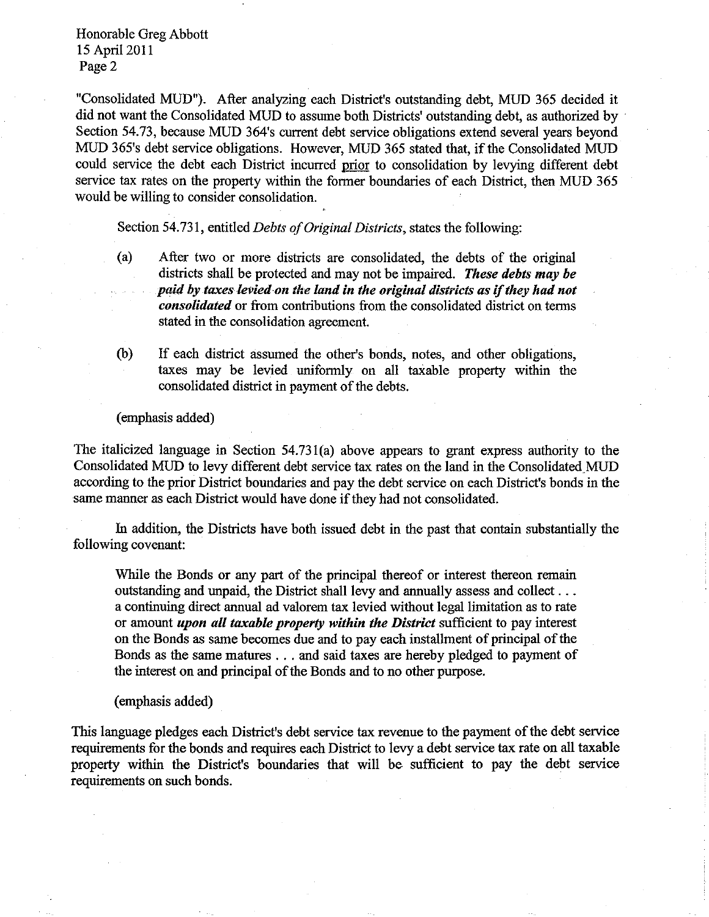"Consolidated MUD"). After analyzing each District's outstanding debt, MUD 365 decided it did not want the Consolidated MUD to assume both Districts' outstanding debt, as authorized by Section 54.73, because MUD 364's current debt service obligations extend several years beyond MUD 365's debt service obligations. However, MUD 365 stated that, if the Consolidated MUD could service the debt each District incurred <u>prior</u> to consolidation by levying different debt service tax rates on the property within the former boundaries of each District, then MUD 365 would be willing to consider consolidation.

Section 54.731, entitled *Debts of Original Districts*, states the following:

> (a) After two or more districts are consolidated, the debts of the original districts shall be protected and may not be impaired. ***These debts may be paid by taxes levied on the land in the original districts as if they had not consolidated*** or from contributions from the consolidated district on terms stated in the consolidation agreement.
>
> (b) If each district assumed the other's bonds, notes, and other obligations, taxes may be levied uniformly on all taxable property within the consolidated district in payment of the debts.

(emphasis added)

The italicized language in Section 54.731(a) above appears to grant express authority to the Consolidated MUD to levy different debt service tax rates on the land in the Consolidated MUD according to the prior District boundaries and pay the debt service on each District's bonds in the same manner as each District would have done if they had not consolidated.

In addition, the Districts have both issued debt in the past that contain substantially the following covenant:

> While the Bonds or any part of the principal thereof or interest thereon remain outstanding and unpaid, the District shall levy and annually assess and collect . . . a continuing direct annual ad valorem tax levied without legal limitation as to rate or amount ***upon all taxable property within the District*** sufficient to pay interest on the Bonds as same becomes due and to pay each installment of principal of the Bonds as the same matures . . . and said taxes are hereby pledged to payment of the interest on and principal of the Bonds and to no other purpose.

(emphasis added)

This language pledges each District's debt service tax revenue to the payment of the debt service requirements for the bonds and requires each District to levy a debt service tax rate on all taxable property within the District's boundaries that will be sufficient to pay the debt service requirements on such bonds.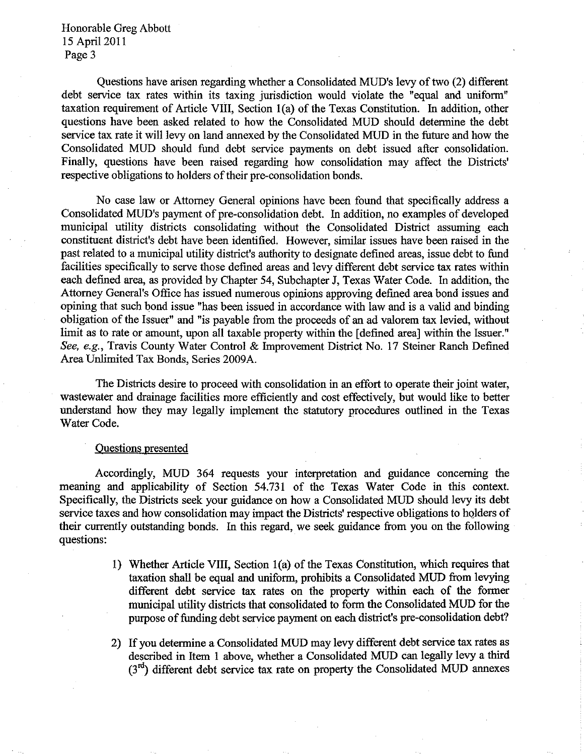Questions have arisen regarding whether a Consolidated MUD's levy of two (2) different debt service tax rates within its taxing jurisdiction would violate the "equal and uniform" taxation requirement of Article VIII, Section 1(a) of the Texas Constitution. In addition, other questions have been asked related to how the Consolidated MUD should determine the debt service tax rate it will levy on land annexed by the Consolidated MUD in the future and how the Consolidated MUD should fund debt service payments on debt issued after consolidation. Finally, questions have been raised regarding how consolidation may affect the Districts' respective obligations to holders of their pre-consolidation bonds.

No case law or Attorney General opinions have been found that specifically address a Consolidated MUD's payment of pre-consolidation debt. In addition, no examples of developed municipal utility districts consolidating without the Consolidated District assuming each constituent district's debt have been identified. However, similar issues have been raised in the past related to a municipal utility district's authority to designate defined areas, issue debt to fund facilities specifically to serve those defined areas and levy different debt service tax rates within each defined area, as provided by Chapter 54, Subchapter J, Texas Water Code. In addition, the Attorney General's Office has issued numerous opinions approving defined area bond issues and opining that such bond issue "has been issued in accordance with law and is a valid and binding obligation of the Issuer" and "is payable from the proceeds of an ad valorem tax levied, without limit as to rate or amount, upon all taxable property within the [defined area] within the Issuer." *See, e.g.*, Travis County Water Control & Improvement District No. 17 Steiner Ranch Defined Area Unlimited Tax Bonds, Series 2009A.

The Districts desire to proceed with consolidation in an effort to operate their joint water, wastewater and drainage facilities more efficiently and cost effectively, but would like to better understand how they may legally implement the statutory procedures outlined in the Texas Water Code.

Questions presented

Accordingly, MUD 364 requests your interpretation and guidance concerning the meaning and applicability of Section 54.731 of the Texas Water Code in this context. Specifically, the Districts seek your guidance on how a Consolidated MUD should levy its debt service taxes and how consolidation may impact the Districts' respective obligations to holders of their currently outstanding bonds. In this regard, we seek guidance from you on the following questions:

1) Whether Article VIII, Section 1(a) of the Texas Constitution, which requires that taxation shall be equal and uniform, prohibits a Consolidated MUD from levying different debt service tax rates on the property within each of the former municipal utility districts that consolidated to form the Consolidated MUD for the purpose of funding debt service payment on each district's pre-consolidation debt?

2) If you determine a Consolidated MUD may levy different debt service tax rates as described in Item 1 above, whether a Consolidated MUD can legally levy a third (3rd) different debt service tax rate on property the Consolidated MUD annexes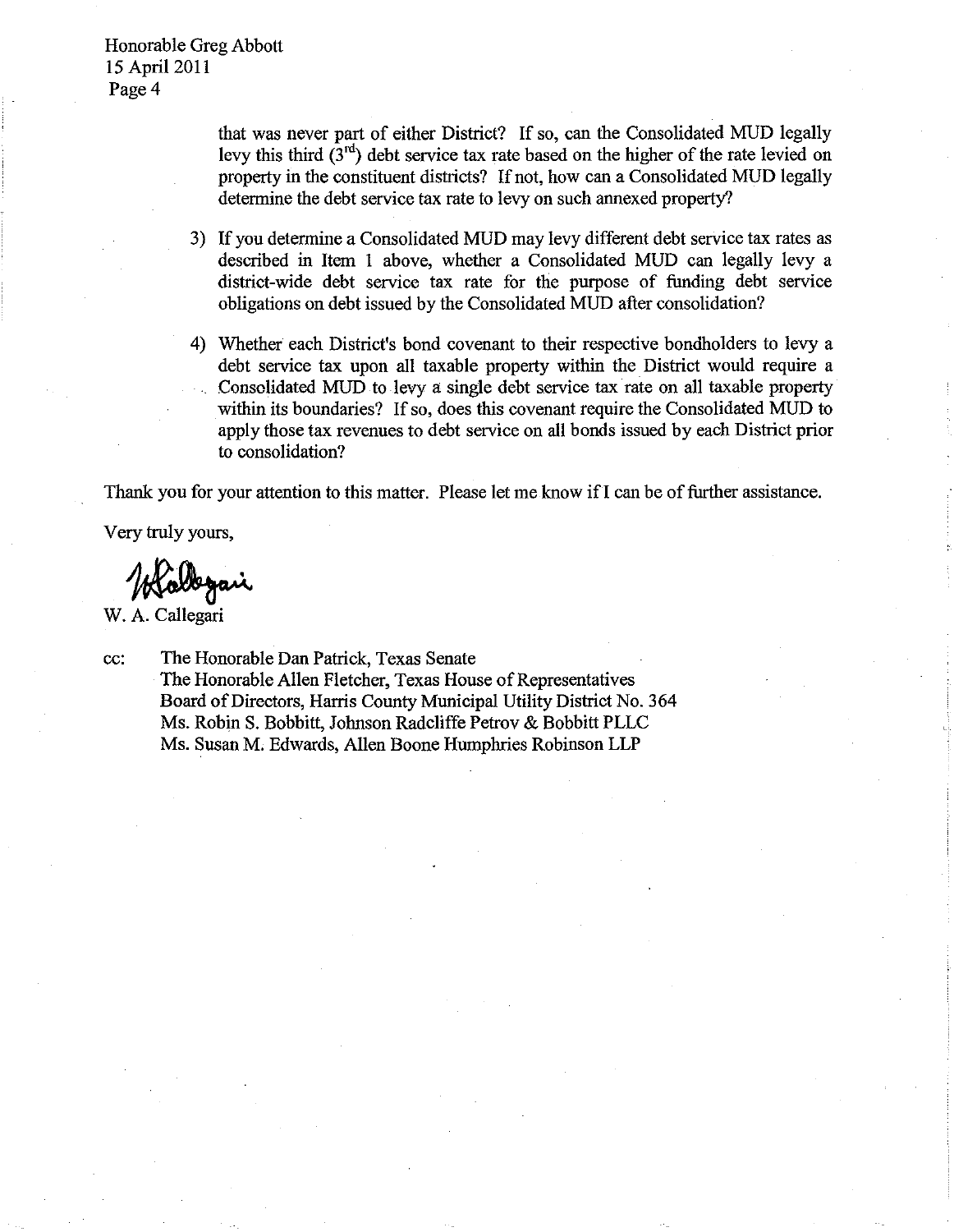that was never part of either District? If so, can the Consolidated MUD legally levy this third ($3^{rd}$) debt service tax rate based on the higher of the rate levied on property in the constituent districts? If not, how can a Consolidated MUD legally determine the debt service tax rate to levy on such annexed property?

3) If you determine a Consolidated MUD may levy different debt service tax rates as described in Item 1 above, whether a Consolidated MUD can legally levy a district-wide debt service tax rate for the purpose of funding debt service obligations on debt issued by the Consolidated MUD after consolidation?

4) Whether each District's bond covenant to their respective bondholders to levy a debt service tax upon all taxable property within the District would require a Consolidated MUD to levy a single debt service tax rate on all taxable property within its boundaries? If so, does this covenant require the Consolidated MUD to apply those tax revenues to debt service on all bonds issued by each District prior to consolidation?

Thank you for your attention to this matter. Please let me know if I can be of further assistance.

Very truly yours,

W. A. Callegari

cc: The Honorable Dan Patrick, Texas Senate
The Honorable Allen Fletcher, Texas House of Representatives
Board of Directors, Harris County Municipal Utility District No. 364
Ms. Robin S. Bobbitt, Johnson Radcliffe Petrov & Bobbitt PLLC
Ms. Susan M. Edwards, Allen Boone Humphries Robinson LLP